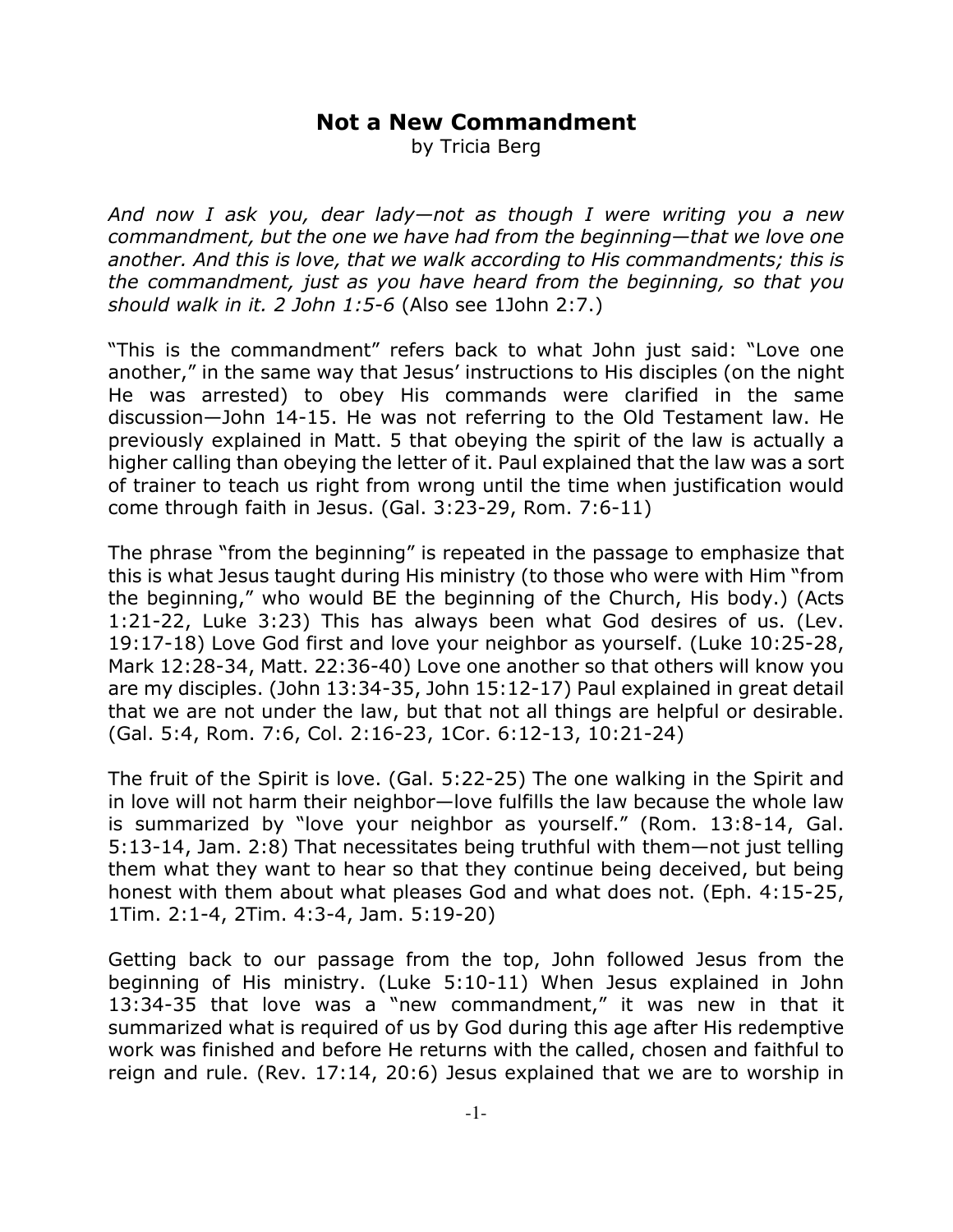# Not a New Commandment

by Tricia Berg

*And now I ask you, dear lady—not as though I were writing you a new commandment, but the one we have had from the beginning—that we love one another. And this is love, that we walk according to His commandments; this is the commandment, just as you have heard from the beginning, so that you should walk in it. 2 John 1:5-6* (Also see 1John 2:7.)

"This is the commandment" refers back to what John just said: "Love one another," in the same way that Jesus' instructions to His disciples (on the night He was arrested) to obey His commands were clarified in the same discussion—John 14-15. He was not referring to the Old Testament law. He previously explained in Matt. 5 that obeying the spirit of the law is actually a higher calling than obeying the letter of it. Paul explained that the law was a sort of trainer to teach us right from wrong until the time when justification would come through faith in Jesus. (Gal. 3:23-29, Rom. 7:6-11)

The phrase "from the beginning" is repeated in the passage to emphasize that this is what Jesus taught during His ministry (to those who were with Him "from the beginning," who would BE the beginning of the Church, His body.) (Acts 1:21-22, Luke 3:23) This has always been what God desires of us. (Lev. 19:17-18) Love God first and love your neighbor as yourself. (Luke 10:25-28, Mark 12:28-34, Matt. 22:36-40) Love one another so that others will know you are my disciples. (John 13:34-35, John 15:12-17) Paul explained in great detail that we are not under the law, but that not all things are helpful or desirable. (Gal. 5:4, Rom. 7:6, Col. 2:16-23, 1Cor. 6:12-13, 10:21-24)

The fruit of the Spirit is love. (Gal. 5:22-25) The one walking in the Spirit and in love will not harm their neighbor—love fulfills the law because the whole law is summarized by "love your neighbor as yourself." (Rom. 13:8-14, Gal. 5:13-14, Jam. 2:8) That necessitates being truthful with them—not just telling them what they want to hear so that they continue being deceived, but being honest with them about what pleases God and what does not. (Eph. 4:15-25, 1Tim. 2:1-4, 2Tim. 4:3-4, Jam. 5:19-20)

Getting back to our passage from the top, John followed Jesus from the beginning of His ministry. (Luke 5:10-11) When Jesus explained in John 13:34-35 that love was a "new commandment," it was new in that it summarized what is required of us by God during this age after His redemptive work was finished and before He returns with the called, chosen and faithful to reign and rule. (Rev. 17:14, 20:6) Jesus explained that we are to worship in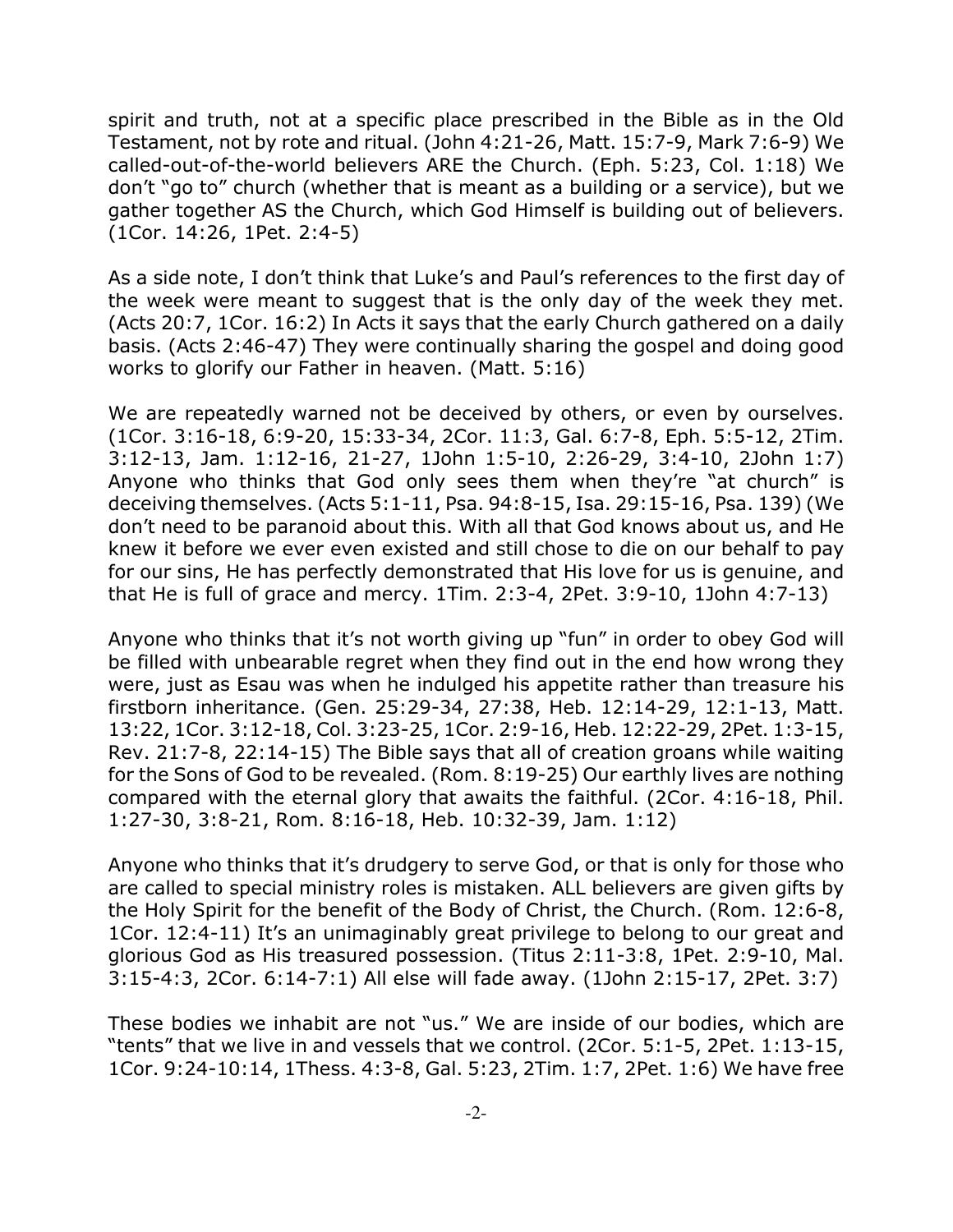spirit and truth, not at a specific place prescribed in the Bible as in the Old Testament, not by rote and ritual. (John 4:21-26, Matt. 15:7-9, Mark 7:6-9) We called-out-of-the-world believers ARE the Church. (Eph. 5:23, Col. 1:18) We don't "go to" church (whether that is meant as a building or a service), but we gather together AS the Church, which God Himself is building out of believers. (1Cor. 14:26, 1Pet. 2:4-5)

As a side note, I don't think that Luke's and Paul's references to the first day of the week were meant to suggest that is the only day of the week they met. (Acts 20:7, 1Cor. 16:2) In Acts it says that the early Church gathered on a daily basis. (Acts 2:46-47) They were continually sharing the gospel and doing good works to glorify our Father in heaven. (Matt. 5:16)

We are repeatedly warned not be deceived by others, or even by ourselves. (1Cor. 3:16-18, 6:9-20, 15:33-34, 2Cor. 11:3, Gal. 6:7-8, Eph. 5:5-12, 2Tim. 3:12-13, Jam. 1:12-16, 21-27, 1John 1:5-10, 2:26-29, 3:4-10, 2John 1:7) Anyone who thinks that God only sees them when they're "at church" is deceiving themselves. (Acts 5:1-11, Psa. 94:8-15, Isa. 29:15-16, Psa. 139) (We don't need to be paranoid about this. With all that God knows about us, and He knew it before we ever even existed and still chose to die on our behalf to pay for our sins, He has perfectly demonstrated that His love for us is genuine, and that He is full of grace and mercy. 1Tim. 2:3-4, 2Pet. 3:9-10, 1John 4:7-13)

Anyone who thinks that it's not worth giving up "fun" in order to obey God will be filled with unbearable regret when they find out in the end how wrong they were, just as Esau was when he indulged his appetite rather than treasure his firstborn inheritance. (Gen. 25:29-34, 27:38, Heb. 12:14-29, 12:1-13, Matt. 13:22, 1Cor. 3:12-18, Col. 3:23-25, 1Cor. 2:9-16, Heb. 12:22-29, 2Pet. 1:3-15, Rev. 21:7-8, 22:14-15) The Bible says that all of creation groans while waiting for the Sons of God to be revealed. (Rom. 8:19-25) Our earthly lives are nothing compared with the eternal glory that awaits the faithful. (2Cor. 4:16-18, Phil. 1:27-30, 3:8-21, Rom. 8:16-18, Heb. 10:32-39, Jam. 1:12)

Anyone who thinks that it's drudgery to serve God, or that is only for those who are called to special ministry roles is mistaken. ALL believers are given gifts by the Holy Spirit for the benefit of the Body of Christ, the Church. (Rom. 12:6-8, 1Cor. 12:4-11) It's an unimaginably great privilege to belong to our great and glorious God as His treasured possession. (Titus 2:11-3:8, 1Pet. 2:9-10, Mal. 3:15-4:3, 2Cor. 6:14-7:1) All else will fade away. (1John 2:15-17, 2Pet. 3:7)

These bodies we inhabit are not "us." We are inside of our bodies, which are "tents" that we live in and vessels that we control. (2Cor. 5:1-5, 2Pet. 1:13-15, 1Cor. 9:24-10:14, 1Thess. 4:3-8, Gal. 5:23, 2Tim. 1:7, 2Pet. 1:6) We have free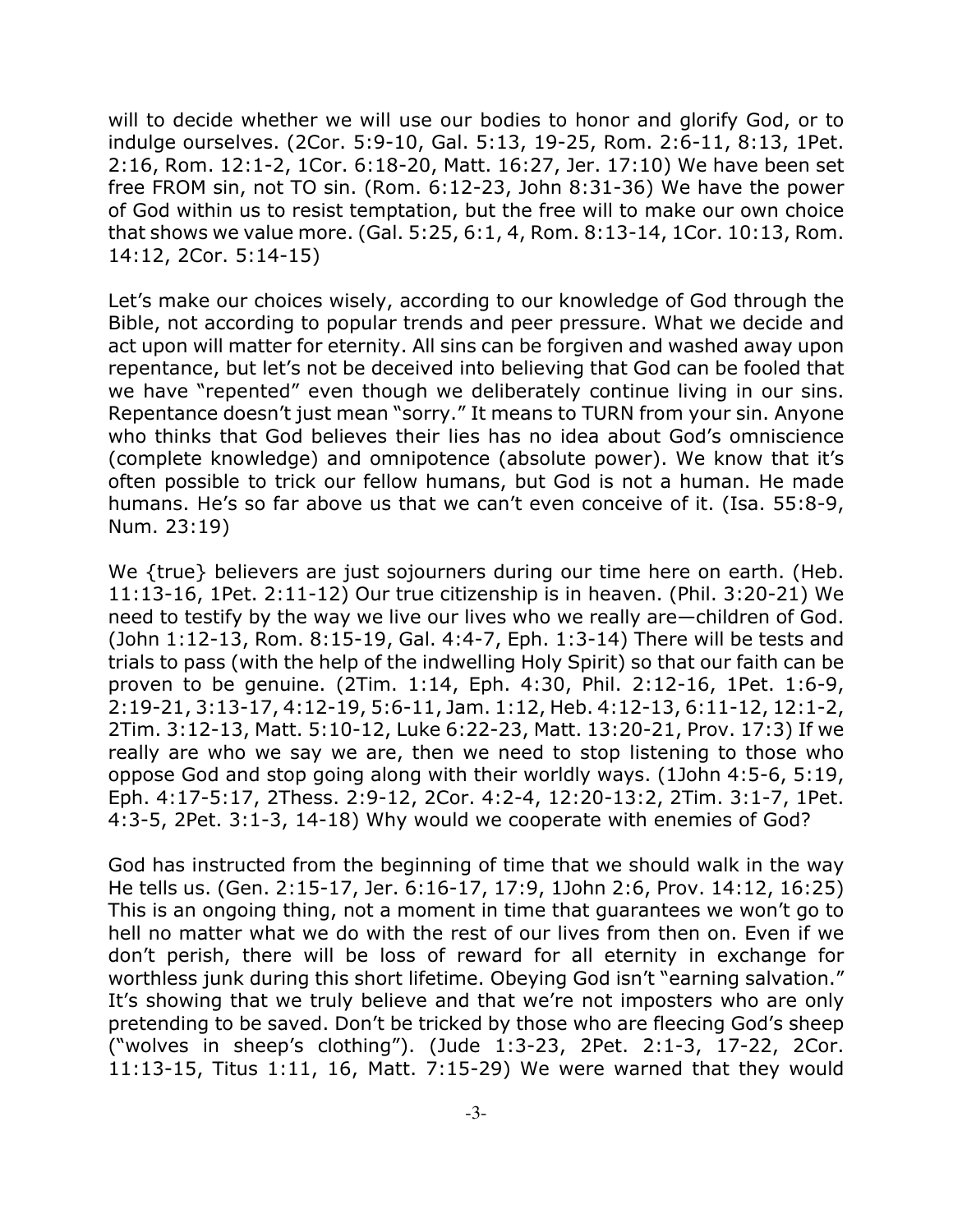will to decide whether we will use our bodies to honor and glorify God, or to indulge ourselves. (2Cor. 5:9-10, Gal. 5:13, 19-25, Rom. 2:6-11, 8:13, 1Pet. 2:16, Rom. 12:1-2, 1Cor. 6:18-20, Matt. 16:27, Jer. 17:10) We have been set free FROM sin, not TO sin. (Rom. 6:12-23, John 8:31-36) We have the power of God within us to resist temptation, but the free will to make our own choice that shows we value more. (Gal. 5:25, 6:1, 4, Rom. 8:13-14, 1Cor. 10:13, Rom. 14:12, 2Cor. 5:14-15)

Let's make our choices wisely, according to our knowledge of God through the Bible, not according to popular trends and peer pressure. What we decide and act upon will matter for eternity. All sins can be forgiven and washed away upon repentance, but let's not be deceived into believing that God can be fooled that we have "repented" even though we deliberately continue living in our sins. Repentance doesn't just mean "sorry." It means to TURN from your sin. Anyone who thinks that God believes their lies has no idea about God's omniscience (complete knowledge) and omnipotence (absolute power). We know that it's often possible to trick our fellow humans, but God is not a human. He made humans. He's so far above us that we can't even conceive of it. (Isa. 55:8-9, Num. 23:19)

We {true} believers are just sojourners during our time here on earth. (Heb. 11:13-16, 1Pet. 2:11-12) Our true citizenship is in heaven. (Phil. 3:20-21) We need to testify by the way we live our lives who we really are—children of God. (John 1:12-13, Rom. 8:15-19, Gal. 4:4-7, Eph. 1:3-14) There will be tests and trials to pass (with the help of the indwelling Holy Spirit) so that our faith can be proven to be genuine. (2Tim. 1:14, Eph. 4:30, Phil. 2:12-16, 1Pet. 1:6-9, 2:19-21, 3:13-17, 4:12-19, 5:6-11, Jam. 1:12, Heb. 4:12-13, 6:11-12, 12:1-2, 2Tim. 3:12-13, Matt. 5:10-12, Luke 6:22-23, Matt. 13:20-21, Prov. 17:3) If we really are who we say we are, then we need to stop listening to those who oppose God and stop going along with their worldly ways. (1John 4:5-6, 5:19, Eph. 4:17-5:17, 2Thess. 2:9-12, 2Cor. 4:2-4, 12:20-13:2, 2Tim. 3:1-7, 1Pet. 4:3-5, 2Pet. 3:1-3, 14-18) Why would we cooperate with enemies of God?

God has instructed from the beginning of time that we should walk in the way He tells us. (Gen. 2:15-17, Jer. 6:16-17, 17:9, 1John 2:6, Prov. 14:12, 16:25) This is an ongoing thing, not a moment in time that guarantees we won't go to hell no matter what we do with the rest of our lives from then on. Even if we don't perish, there will be loss of reward for all eternity in exchange for worthless junk during this short lifetime. Obeying God isn't "earning salvation." It's showing that we truly believe and that we're not imposters who are only pretending to be saved. Don't be tricked by those who are fleecing God's sheep ("wolves in sheep's clothing"). (Jude 1:3-23, 2Pet. 2:1-3, 17-22, 2Cor. 11:13-15, Titus 1:11, 16, Matt. 7:15-29) We were warned that they would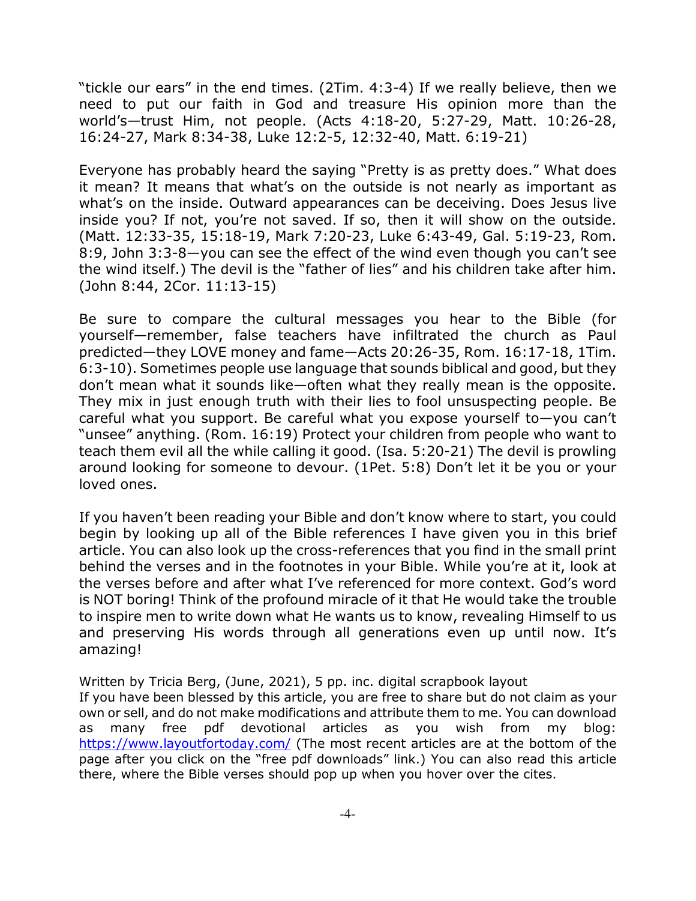"tickle our ears" in the end times. (2Tim. 4:3-4) If we really believe, then we need to put our faith in God and treasure His opinion more than the world's—trust Him, not people. (Acts 4:18-20, 5:27-29, Matt. 10:26-28, 16:24-27, Mark 8:34-38, Luke 12:2-5, 12:32-40, Matt. 6:19-21)

Everyone has probably heard the saying "Pretty is as pretty does." What does it mean? It means that what's on the outside is not nearly as important as what's on the inside. Outward appearances can be deceiving. Does Jesus live inside you? If not, you're not saved. If so, then it will show on the outside. (Matt. 12:33-35, 15:18-19, Mark 7:20-23, Luke 6:43-49, Gal. 5:19-23, Rom. 8:9, John 3:3-8—you can see the effect of the wind even though you can't see the wind itself.) The devil is the "father of lies" and his children take after him. (John 8:44, 2Cor. 11:13-15)

Be sure to compare the cultural messages you hear to the Bible (for yourself—remember, false teachers have infiltrated the church as Paul predicted—they LOVE money and fame—Acts 20:26-35, Rom. 16:17-18, 1Tim. 6:3-10). Sometimes people use language that sounds biblical and good, but they don't mean what it sounds like—often what they really mean is the opposite. They mix in just enough truth with their lies to fool unsuspecting people. Be careful what you support. Be careful what you expose yourself to—you can't "unsee" anything. (Rom. 16:19) Protect your children from people who want to teach them evil all the while calling it good. (Isa. 5:20-21) The devil is prowling around looking for someone to devour. (1Pet. 5:8) Don't let it be you or your loved ones.

If you haven't been reading your Bible and don't know where to start, you could begin by looking up all of the Bible references I have given you in this brief article. You can also look up the cross-references that you find in the small print behind the verses and in the footnotes in your Bible. While you're at it, look at the verses before and after what I've referenced for more context. God's word is NOT boring! Think of the profound miracle of it that He would take the trouble to inspire men to write down what He wants us to know, revealing Himself to us and preserving His words through all generations even up until now. It's amazing!

Written by Tricia Berg, (June, 2021), 5 pp. inc. digital scrapbook layout
If you have been blessed by this article, you are free to share but do not claim as your own or sell, and do not make modifications and attribute them to me. You can download as many free pdf devotional articles as you wish from my blog: https://www.layoutfortoday.com/ (The most recent articles are at the bottom of the page after you click on the "free pdf downloads" link.) You can also read this article there, where the Bible verses should pop up when you hover over the cites.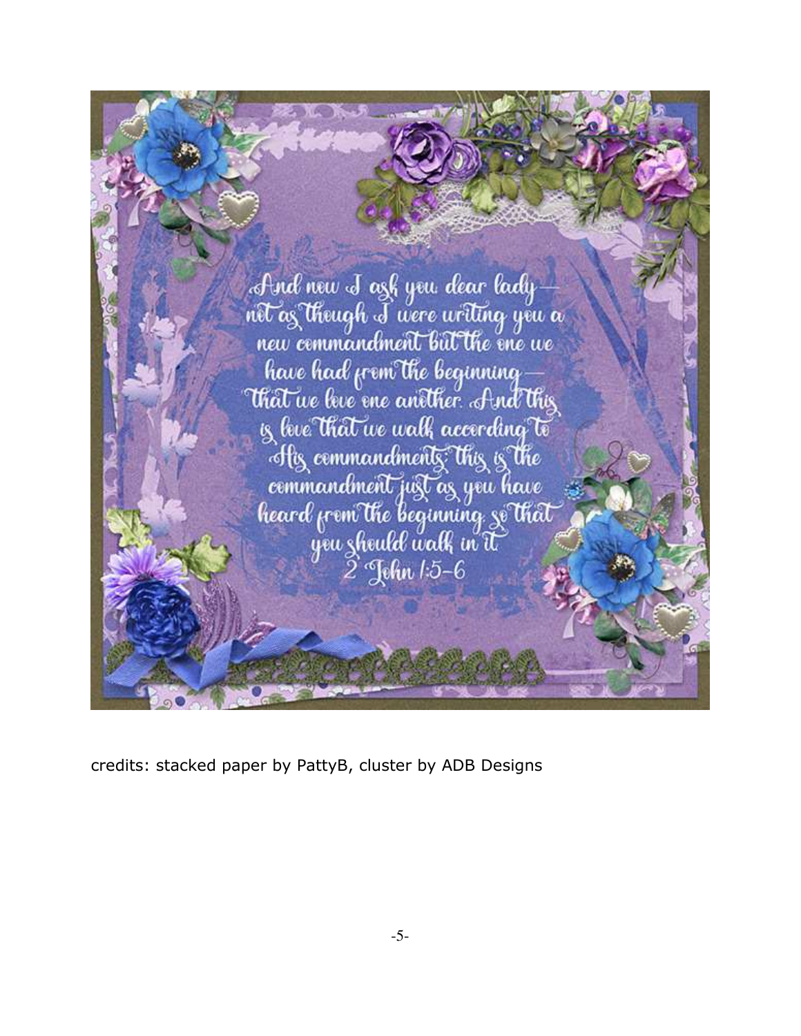And now I ask you dear lady—
not as though I were writing you a
new commandment but the one we
have had from the beginning—
that we love one another. And this
is love that we walk according to
His commandments; this is the
commandment just as you have
heard from the beginning, so that
you should walk in it.
2 John 1:5-6

credits: stacked paper by PattyB, cluster by ADB Designs